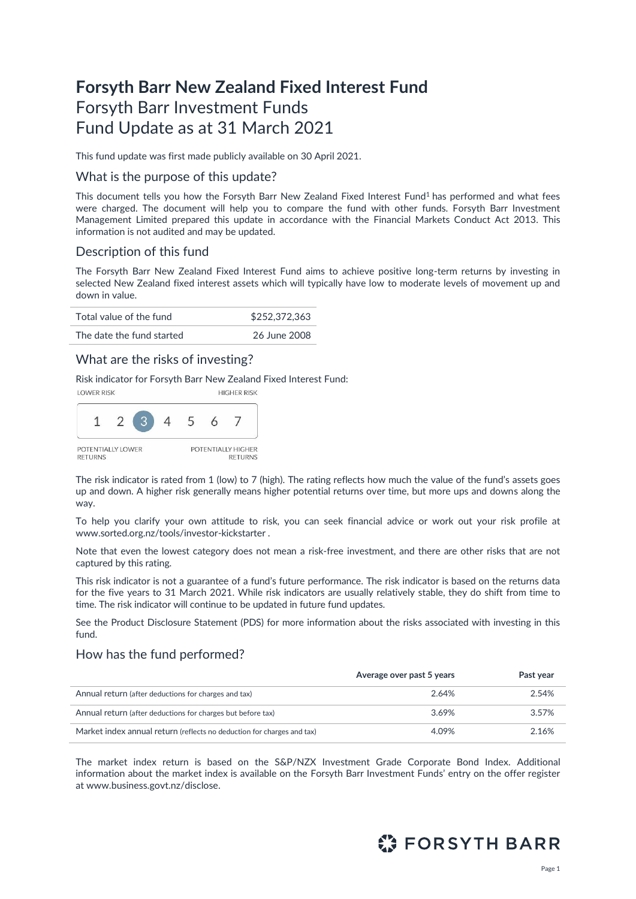# Forsyth Barr New Zealand Fixed Interest Fund

Forsyth Barr Investment Funds

Fund Update as at 31 March 2021

This fund update was first made publicly available on 30 April 2021.

## What is the purpose of this update?

This document tells you how the Forsyth Barr New Zealand Fixed Interest Fund[1] has performed and what fees were charged. The document will help you to compare the fund with other funds. Forsyth Barr Investment Management Limited prepared this update in accordance with the Financial Markets Conduct Act 2013. This information is not audited and may be updated.

## Description of this fund

The Forsyth Barr New Zealand Fixed Interest Fund aims to achieve positive long-term returns by investing in selected New Zealand fixed interest assets which will typically have low to moderate levels of movement up and down in value.

| | |
|---|---|
| Total value of the fund | $252,372,363 |
| The date the fund started | 26 June 2008 |

## What are the risks of investing?

Risk indicator for Forsyth Barr New Zealand Fixed Interest Fund:

LOWER RISK — HIGHER RISK

1 2 **3** 4 5 6 7

POTENTIALLY LOWER RETURNS — POTENTIALLY HIGHER RETURNS

The risk indicator is rated from 1 (low) to 7 (high). The rating reflects how much the value of the fund's assets goes up and down. A higher risk generally means higher potential returns over time, but more ups and downs along the way.

To help you clarify your own attitude to risk, you can seek financial advice or work out your risk profile at www.sorted.org.nz/tools/investor-kickstarter .

Note that even the lowest category does not mean a risk-free investment, and there are other risks that are not captured by this rating.

This risk indicator is not a guarantee of a fund's future performance. The risk indicator is based on the returns data for the five years to 31 March 2021. While risk indicators are usually relatively stable, they do shift from time to time. The risk indicator will continue to be updated in future fund updates.

See the Product Disclosure Statement (PDS) for more information about the risks associated with investing in this fund.

## How has the fund performed?

| | Average over past 5 years | Past year |
|---|---|---|
| Annual return (after deductions for charges and tax) | 2.64% | 2.54% |
| Annual return (after deductions for charges but before tax) | 3.69% | 3.57% |
| Market index annual return (reflects no deduction for charges and tax) | 4.09% | 2.16% |

The market index return is based on the S&P/NZX Investment Grade Corporate Bond Index. Additional information about the market index is available on the Forsyth Barr Investment Funds' entry on the offer register at www.business.govt.nz/disclose.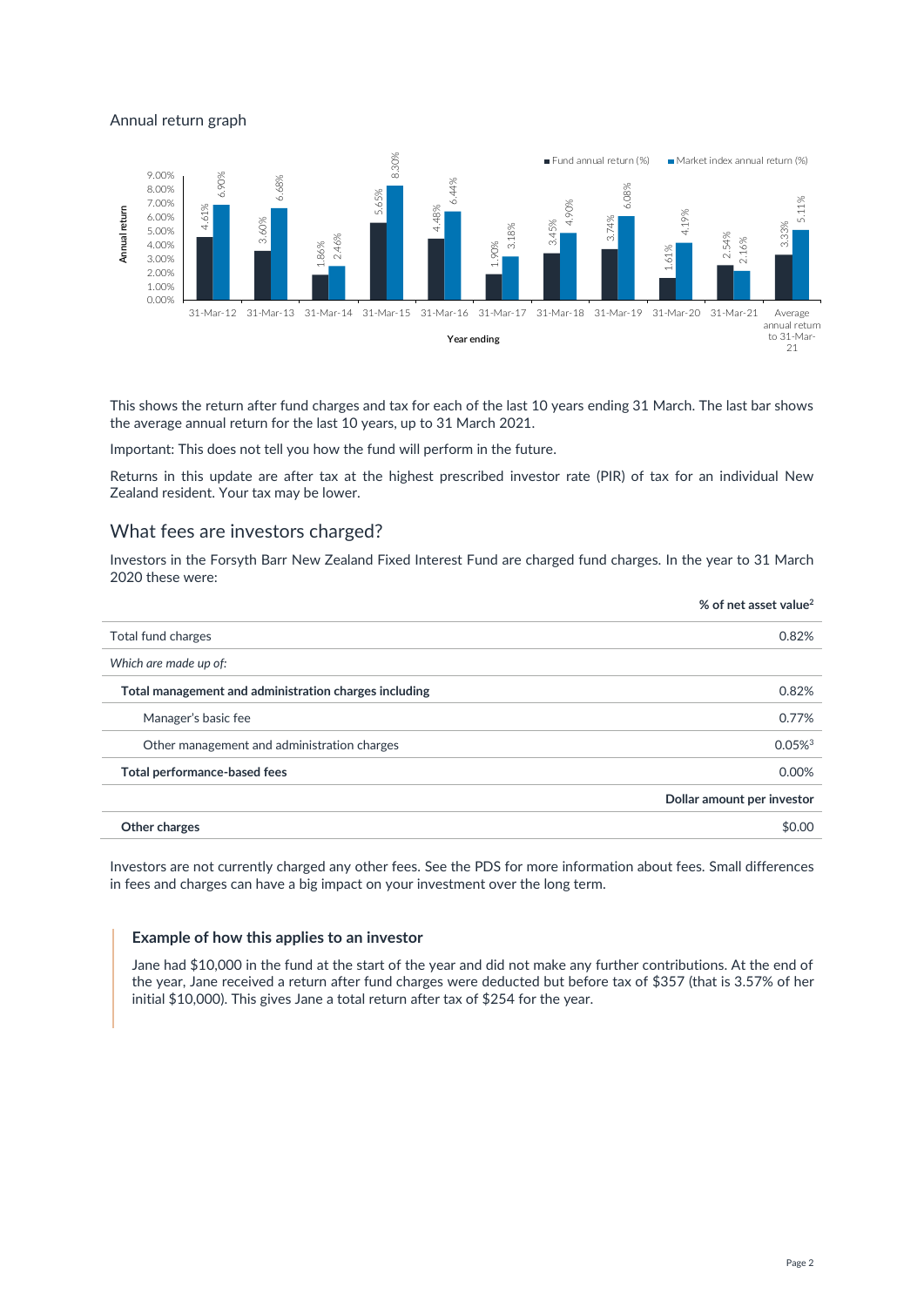### Annual return graph

| Year ending | Fund annual return (%) | Market index annual return (%) |
|---|---|---|
| 31-Mar-12 | 4.61% | 6.90% |
| 31-Mar-13 | 3.60% | 6.68% |
| 31-Mar-14 | 1.86% | 2.46% |
| 31-Mar-15 | 5.65% | 8.30% |
| 31-Mar-16 | 4.48% | 6.44% |
| 31-Mar-17 | 1.90% | 3.18% |
| 31-Mar-18 | 3.45% | 4.90% |
| 31-Mar-19 | 3.74% | 6.08% |
| 31-Mar-20 | 1.61% | 4.19% |
| 31-Mar-21 | 2.54% | 2.16% |
| Average annual return to 31-Mar-21 | 3.33% | 5.11% |

This shows the return after fund charges and tax for each of the last 10 years ending 31 March. The last bar shows the average annual return for the last 10 years, up to 31 March 2021.

Important: This does not tell you how the fund will perform in the future.

Returns in this update are after tax at the highest prescribed investor rate (PIR) of tax for an individual New Zealand resident. Your tax may be lower.

## What fees are investors charged?

Investors in the Forsyth Barr New Zealand Fixed Interest Fund are charged fund charges. In the year to 31 March 2020 these were:

| | % of net asset value[2] |
|---|---|
| Total fund charges | 0.82% |
| *Which are made up of:* | |
| **Total management and administration charges including** | 0.82% |
| Manager's basic fee | 0.77% |
| Other management and administration charges | 0.05%[3] |
| **Total performance-based fees** | 0.00% |
| | **Dollar amount per investor** |
| **Other charges** | $0.00 |

Investors are not currently charged any other fees. See the PDS for more information about fees. Small differences in fees and charges can have a big impact on your investment over the long term.

### Example of how this applies to an investor

Jane had $10,000 in the fund at the start of the year and did not make any further contributions. At the end of the year, Jane received a return after fund charges were deducted but before tax of $357 (that is 3.57% of her initial $10,000). This gives Jane a total return after tax of $254 for the year.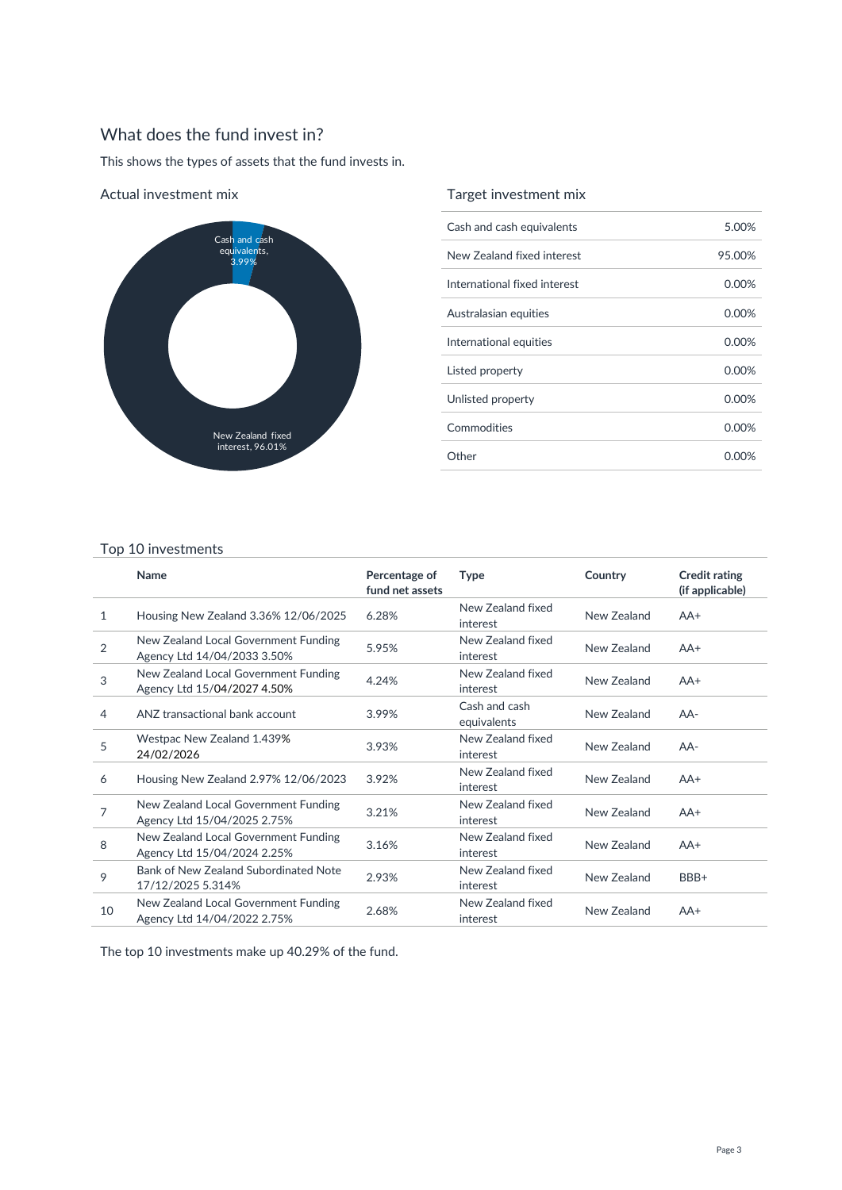## What does the fund invest in?

This shows the types of assets that the fund invests in.

### Actual investment mix

Cash and cash equivalents, 3.99%

New Zealand fixed interest, 96.01%

### Target investment mix

| Asset | Percentage |
|---|---|
| Cash and cash equivalents | 5.00% |
| New Zealand fixed interest | 95.00% |
| International fixed interest | 0.00% |
| Australasian equities | 0.00% |
| International equities | 0.00% |
| Listed property | 0.00% |
| Unlisted property | 0.00% |
| Commodities | 0.00% |
| Other | 0.00% |

### Top 10 investments

| | Name | Percentage of fund net assets | Type | Country | Credit rating (if applicable) |
|---|---|---|---|---|---|
| 1 | Housing New Zealand 3.36% 12/06/2025 | 6.28% | New Zealand fixed interest | New Zealand | AA+ |
| 2 | New Zealand Local Government Funding Agency Ltd 14/04/2033 3.50% | 5.95% | New Zealand fixed interest | New Zealand | AA+ |
| 3 | New Zealand Local Government Funding Agency Ltd 15/04/2027 4.50% | 4.24% | New Zealand fixed interest | New Zealand | AA+ |
| 4 | ANZ transactional bank account | 3.99% | Cash and cash equivalents | New Zealand | AA- |
| 5 | Westpac New Zealand 1.439% 24/02/2026 | 3.93% | New Zealand fixed interest | New Zealand | AA- |
| 6 | Housing New Zealand 2.97% 12/06/2023 | 3.92% | New Zealand fixed interest | New Zealand | AA+ |
| 7 | New Zealand Local Government Funding Agency Ltd 15/04/2025 2.75% | 3.21% | New Zealand fixed interest | New Zealand | AA+ |
| 8 | New Zealand Local Government Funding Agency Ltd 15/04/2024 2.25% | 3.16% | New Zealand fixed interest | New Zealand | AA+ |
| 9 | Bank of New Zealand Subordinated Note 17/12/2025 5.314% | 2.93% | New Zealand fixed interest | New Zealand | BBB+ |
| 10 | New Zealand Local Government Funding Agency Ltd 14/04/2022 2.75% | 2.68% | New Zealand fixed interest | New Zealand | AA+ |

The top 10 investments make up 40.29% of the fund.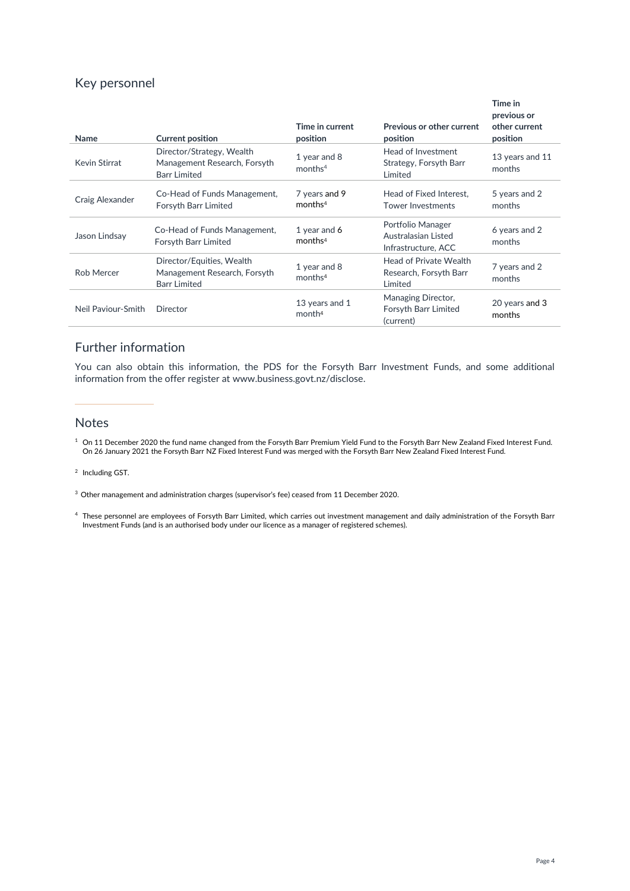## Key personnel

| Name | Current position | Time in current position | Previous or other current position | Time in previous or other current position |
|---|---|---|---|---|
| Kevin Stirrat | Director/Strategy, Wealth Management Research, Forsyth Barr Limited | 1 year and 8 months[4] | Head of Investment Strategy, Forsyth Barr Limited | 13 years and 11 months |
| Craig Alexander | Co-Head of Funds Management, Forsyth Barr Limited | 7 years and 9 months[4] | Head of Fixed Interest, Tower Investments | 5 years and 2 months |
| Jason Lindsay | Co-Head of Funds Management, Forsyth Barr Limited | 1 year and 6 months[4] | Portfolio Manager Australasian Listed Infrastructure, ACC | 6 years and 2 months |
| Rob Mercer | Director/Equities, Wealth Management Research, Forsyth Barr Limited | 1 year and 8 months[4] | Head of Private Wealth Research, Forsyth Barr Limited | 7 years and 2 months |
| Neil Paviour-Smith | Director | 13 years and 1 month[4] | Managing Director, Forsyth Barr Limited (current) | 20 years and 3 months |

## Further information

You can also obtain this information, the PDS for the Forsyth Barr Investment Funds, and some additional information from the offer register at www.business.govt.nz/disclose.

## Notes

[1] On 11 December 2020 the fund name changed from the Forsyth Barr Premium Yield Fund to the Forsyth Barr New Zealand Fixed Interest Fund. On 26 January 2021 the Forsyth Barr NZ Fixed Interest Fund was merged with the Forsyth Barr New Zealand Fixed Interest Fund.

[2] Including GST.

[3] Other management and administration charges (supervisor's fee) ceased from 11 December 2020.

[4] These personnel are employees of Forsyth Barr Limited, which carries out investment management and daily administration of the Forsyth Barr Investment Funds (and is an authorised body under our licence as a manager of registered schemes).